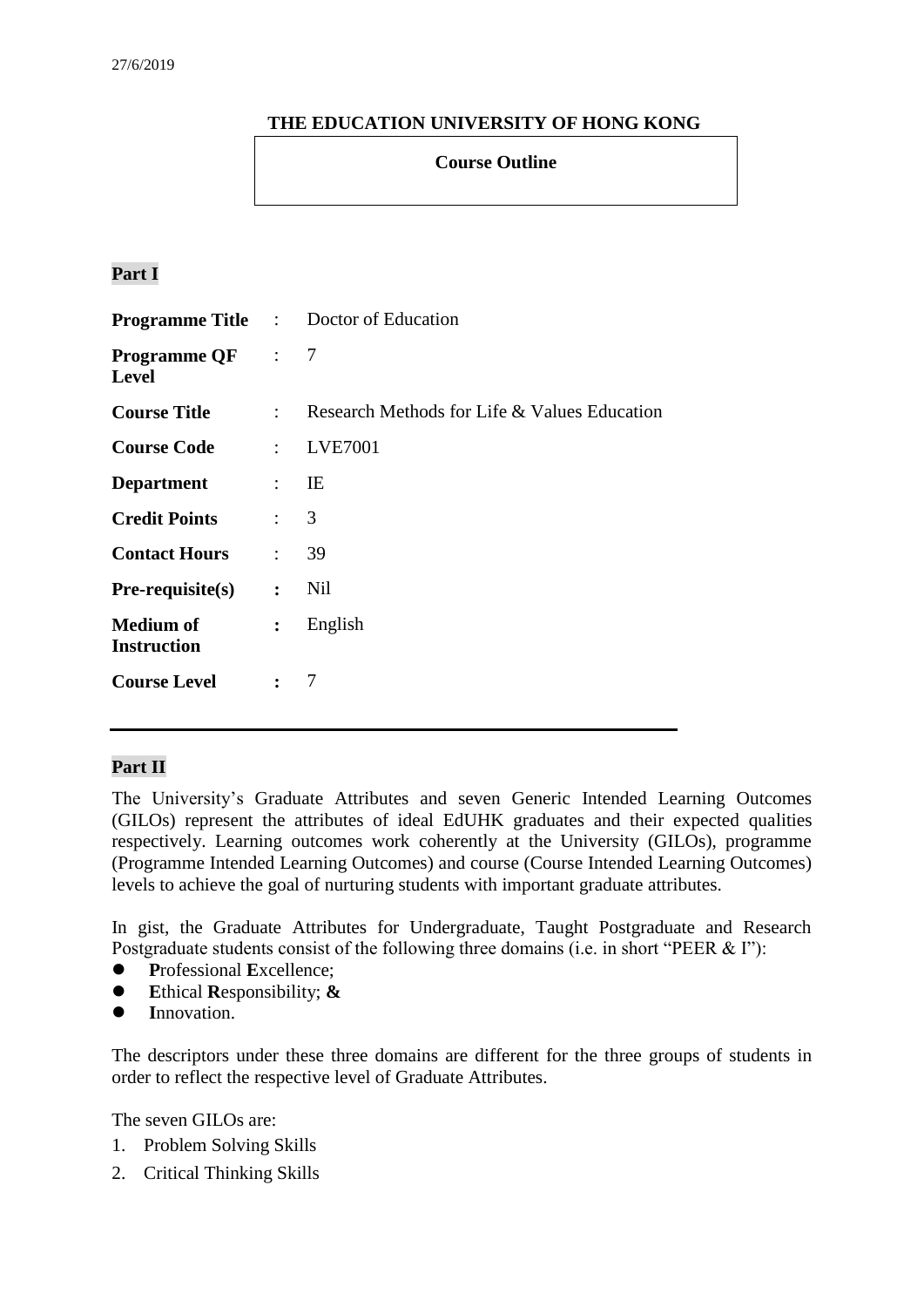27/6/2019

# THE EDUCATION UNIVERSITY OF HONG KONG

## Course Outline

### Part I

| | | |
|---|---|---|
| **Programme Title** | : | Doctor of Education |
| **Programme QF Level** | : | 7 |
| **Course Title** | : | Research Methods for Life & Values Education |
| **Course Code** | : | LVE7001 |
| **Department** | : | IE |
| **Credit Points** | : | 3 |
| **Contact Hours** | : | 39 |
| **Pre-requisite(s)** | **:** | Nil |
| **Medium of Instruction** | **:** | English |
| **Course Level** | **:** | 7 |

---

### Part II

The University's Graduate Attributes and seven Generic Intended Learning Outcomes (GILOs) represent the attributes of ideal EdUHK graduates and their expected qualities respectively. Learning outcomes work coherently at the University (GILOs), programme (Programme Intended Learning Outcomes) and course (Course Intended Learning Outcomes) levels to achieve the goal of nurturing students with important graduate attributes.

In gist, the Graduate Attributes for Undergraduate, Taught Postgraduate and Research Postgraduate students consist of the following three domains (i.e. in short "PEER & I"):

- **P**rofessional **E**xcellence;
- **E**thical **R**esponsibility; **&**
- **I**nnovation.

The descriptors under these three domains are different for the three groups of students in order to reflect the respective level of Graduate Attributes.

The seven GILOs are:

1. Problem Solving Skills
2. Critical Thinking Skills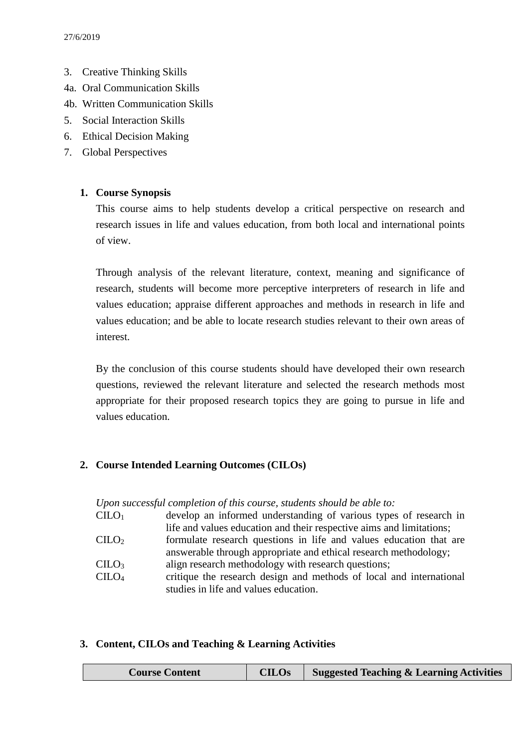3. Creative Thinking Skills
4a. Oral Communication Skills
4b. Written Communication Skills
5. Social Interaction Skills
6. Ethical Decision Making
7. Global Perspectives

## 1. Course Synopsis

This course aims to help students develop a critical perspective on research and research issues in life and values education, from both local and international points of view.

Through analysis of the relevant literature, context, meaning and significance of research, students will become more perceptive interpreters of research in life and values education; appraise different approaches and methods in research in life and values education; and be able to locate research studies relevant to their own areas of interest.

By the conclusion of this course students should have developed their own research questions, reviewed the relevant literature and selected the research methods most appropriate for their proposed research topics they are going to pursue in life and values education.

## 2. Course Intended Learning Outcomes (CILOs)

*Upon successful completion of this course, students should be able to:*

| | |
|---|---|
| $CILO_1$ | develop an informed understanding of various types of research in life and values education and their respective aims and limitations; |
| $CILO_2$ | formulate research questions in life and values education that are answerable through appropriate and ethical research methodology; |
| $CILO_3$ | align research methodology with research questions; |
| $CILO_4$ | critique the research design and methods of local and international studies in life and values education. |

## 3. Content, CILOs and Teaching & Learning Activities

| Course Content | CILOs | Suggested Teaching & Learning Activities |
|---|---|---|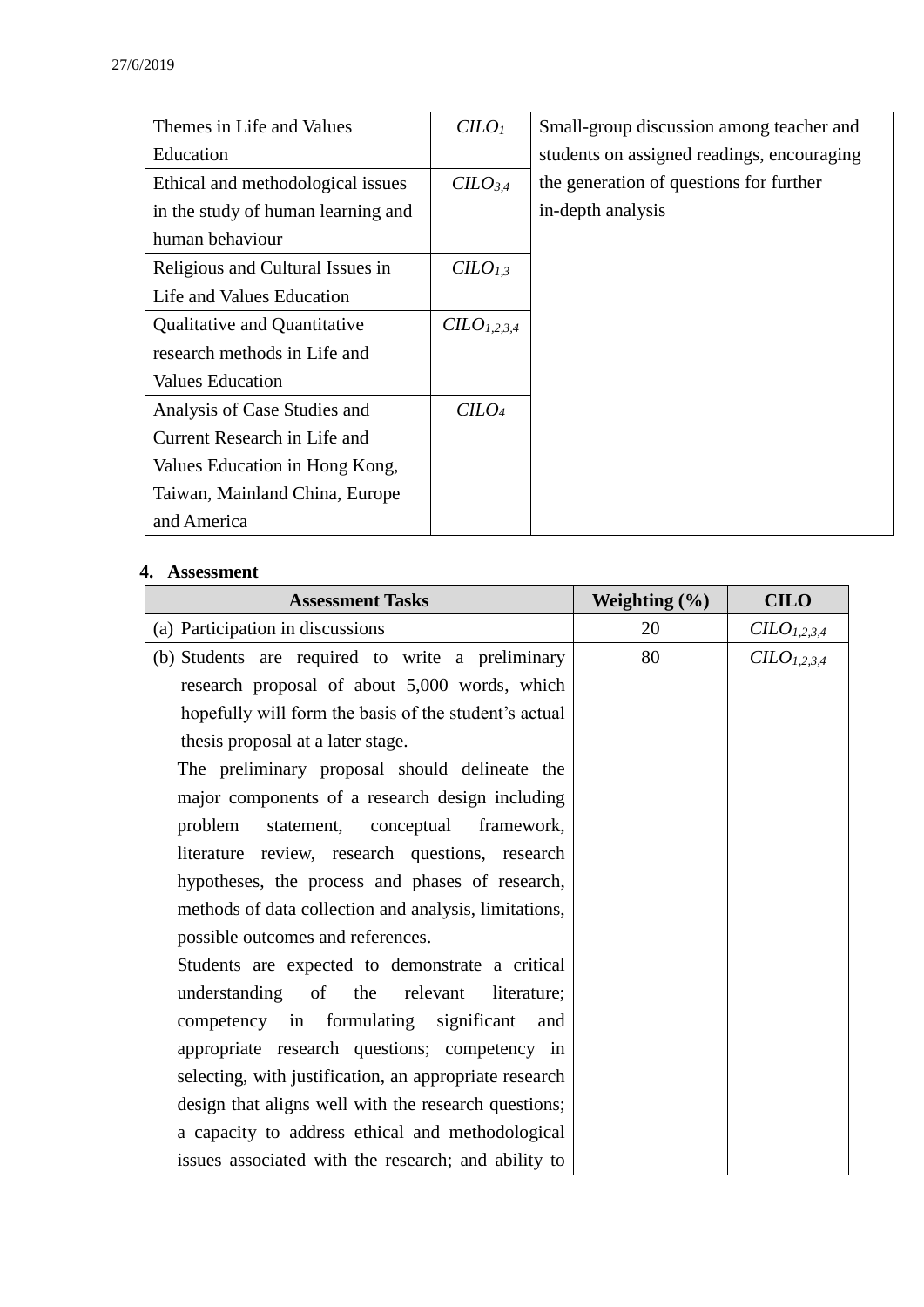| Themes in Life and Values Education | $CILO_1$ | Small-group discussion among teacher and students on assigned readings, encouraging the generation of questions for further in-depth analysis |
|---|---|---|
| Ethical and methodological issues in the study of human learning and human behaviour | $CILO_{3,4}$ | |
| Religious and Cultural Issues in Life and Values Education | $CILO_{1,3}$ | |
| Qualitative and Quantitative research methods in Life and Values Education | $CILO_{1,2,3,4}$ | |
| Analysis of Case Studies and Current Research in Life and Values Education in Hong Kong, Taiwan, Mainland China, Europe and America | $CILO_4$ | |

## 4. Assessment

| Assessment Tasks | Weighting (%) | CILO |
|---|---|---|
| (a) Participation in discussions | 20 | $CILO_{1,2,3,4}$ |
| (b) Students are required to write a preliminary research proposal of about 5,000 words, which hopefully will form the basis of the student's actual thesis proposal at a later stage.<br>The preliminary proposal should delineate the major components of a research design including problem statement, conceptual framework, literature review, research questions, research hypotheses, the process and phases of research, methods of data collection and analysis, limitations, possible outcomes and references.<br>Students are expected to demonstrate a critical understanding of the relevant literature; competency in formulating significant and appropriate research questions; competency in selecting, with justification, an appropriate research design that aligns well with the research questions; a capacity to address ethical and methodological issues associated with the research; and ability to | 80 | $CILO_{1,2,3,4}$ |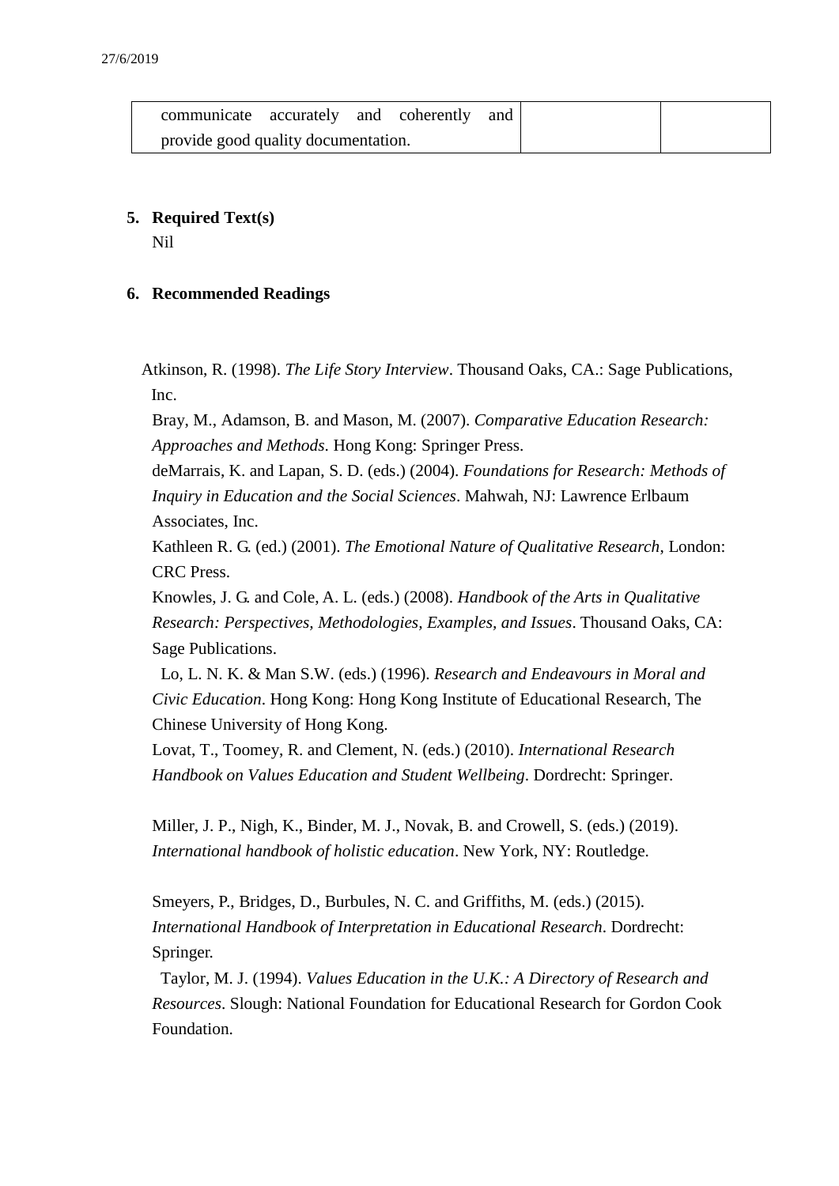| communicate accurately and coherently and provide good quality documentation. | | |
|---|---|---|

5. **Required Text(s)**

   Nil

6. **Recommended Readings**

Atkinson, R. (1998). *The Life Story Interview*. Thousand Oaks, CA.: Sage Publications, Inc.

Bray, M., Adamson, B. and Mason, M. (2007). *Comparative Education Research: Approaches and Methods*. Hong Kong: Springer Press.

deMarrais, K. and Lapan, S. D. (eds.) (2004). *Foundations for Research: Methods of Inquiry in Education and the Social Sciences*. Mahwah, NJ: Lawrence Erlbaum Associates, Inc.

Kathleen R. G. (ed.) (2001). *The Emotional Nature of Qualitative Research*, London: CRC Press.

Knowles, J. G. and Cole, A. L. (eds.) (2008). *Handbook of the Arts in Qualitative Research: Perspectives, Methodologies, Examples, and Issues*. Thousand Oaks, CA: Sage Publications.

Lo, L. N. K. & Man S.W. (eds.) (1996). *Research and Endeavours in Moral and Civic Education*. Hong Kong: Hong Kong Institute of Educational Research, The Chinese University of Hong Kong.

Lovat, T., Toomey, R. and Clement, N. (eds.) (2010). *International Research Handbook on Values Education and Student Wellbeing*. Dordrecht: Springer.

Miller, J. P., Nigh, K., Binder, M. J., Novak, B. and Crowell, S. (eds.) (2019). *International handbook of holistic education*. New York, NY: Routledge.

Smeyers, P., Bridges, D., Burbules, N. C. and Griffiths, M. (eds.) (2015). *International Handbook of Interpretation in Educational Research*. Dordrecht: Springer.

Taylor, M. J. (1994). *Values Education in the U.K.: A Directory of Research and Resources*. Slough: National Foundation for Educational Research for Gordon Cook Foundation.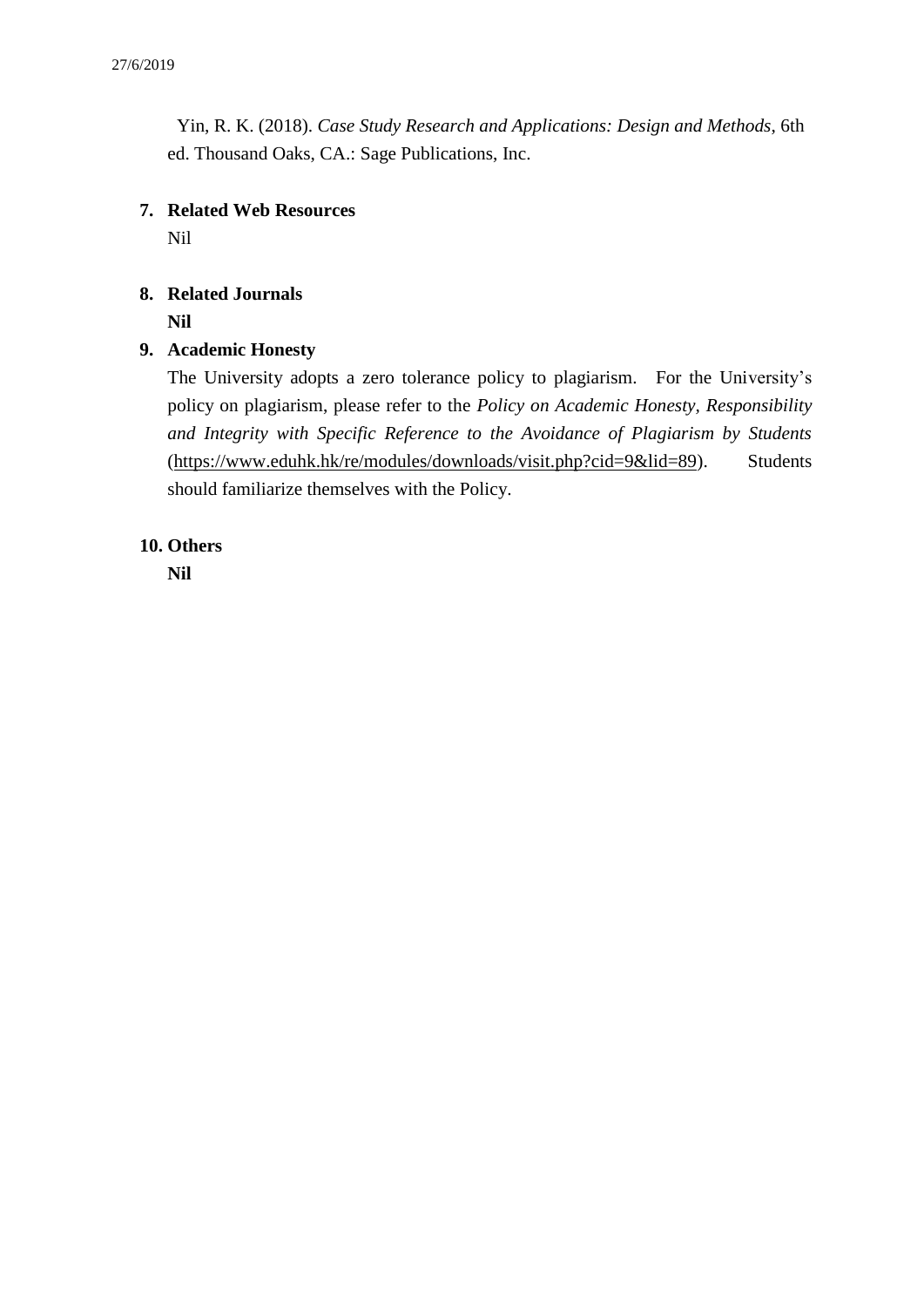Yin, R. K. (2018). *Case Study Research and Applications: Design and Methods*, 6th ed. Thousand Oaks, CA.: Sage Publications, Inc.

**7. Related Web Resources**

Nil

**8. Related Journals**

**Nil**

**9. Academic Honesty**

The University adopts a zero tolerance policy to plagiarism. For the University's policy on plagiarism, please refer to the *Policy on Academic Honesty, Responsibility and Integrity with Specific Reference to the Avoidance of Plagiarism by Students* (https://www.eduhk.hk/re/modules/downloads/visit.php?cid=9&lid=89). Students should familiarize themselves with the Policy.

**10. Others**

**Nil**